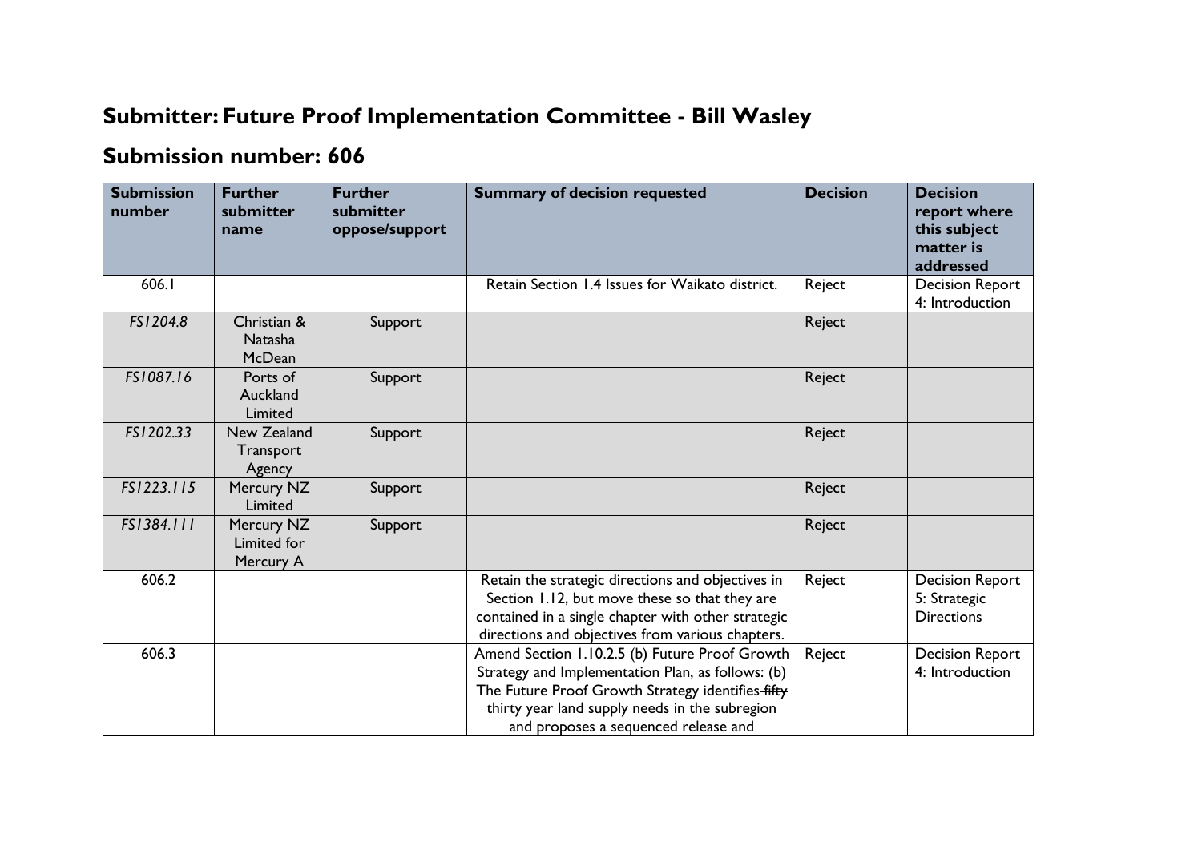# Submitter: Future Proof Implementation Committee - Bill Wasley

## Submission number: 606

| Submission number | Further submitter name | Further submitter oppose/support | Summary of decision requested | Decision | Decision report where this subject matter is addressed |
|---|---|---|---|---|---|
| 606.1 | | | Retain Section 1.4 Issues for Waikato district. | Reject | Decision Report 4: Introduction |
| *FS1204.8* | Christian & Natasha McDean | Support | | Reject | |
| *FS1087.16* | Ports of Auckland Limited | Support | | Reject | |
| *FS1202.33* | New Zealand Transport Agency | Support | | Reject | |
| *FS1223.115* | Mercury NZ Limited | Support | | Reject | |
| *FS1384.111* | Mercury NZ Limited for Mercury A | Support | | Reject | |
| 606.2 | | | Retain the strategic directions and objectives in Section 1.12, but move these so that they are contained in a single chapter with other strategic directions and objectives from various chapters. | Reject | Decision Report 5: Strategic Directions |
| 606.3 | | | Amend Section 1.10.2.5 (b) Future Proof Growth Strategy and Implementation Plan, as follows: (b) The Future Proof Growth Strategy identifies ~~fifty~~ thirty year land supply needs in the subregion and proposes a sequenced release and | Reject | Decision Report 4: Introduction |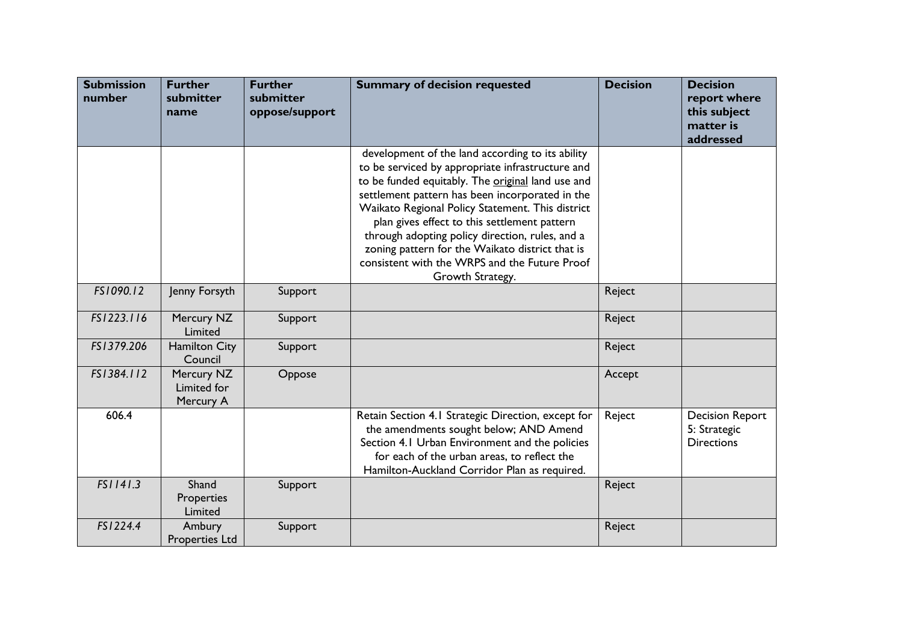| Submission number | Further submitter name | Further submitter oppose/support | Summary of decision requested | Decision | Decision report where this subject matter is addressed |
|---|---|---|---|---|---|
| | | | development of the land according to its ability to be serviced by appropriate infrastructure and to be funded equitably. The original land use and settlement pattern has been incorporated in the Waikato Regional Policy Statement. This district plan gives effect to this settlement pattern through adopting policy direction, rules, and a zoning pattern for the Waikato district that is consistent with the WRPS and the Future Proof Growth Strategy. | | |
| *FS1090.12* | Jenny Forsyth | Support | | Reject | |
| *FS1223.116* | Mercury NZ Limited | Support | | Reject | |
| *FS1379.206* | Hamilton City Council | Support | | Reject | |
| *FS1384.112* | Mercury NZ Limited for Mercury A | Oppose | | Accept | |
| 606.4 | | | Retain Section 4.1 Strategic Direction, except for the amendments sought below; AND Amend Section 4.1 Urban Environment and the policies for each of the urban areas, to reflect the Hamilton-Auckland Corridor Plan as required. | Reject | Decision Report 5: Strategic Directions |
| *FS1141.3* | Shand Properties Limited | Support | | Reject | |
| *FS1224.4* | Ambury Properties Ltd | Support | | Reject | |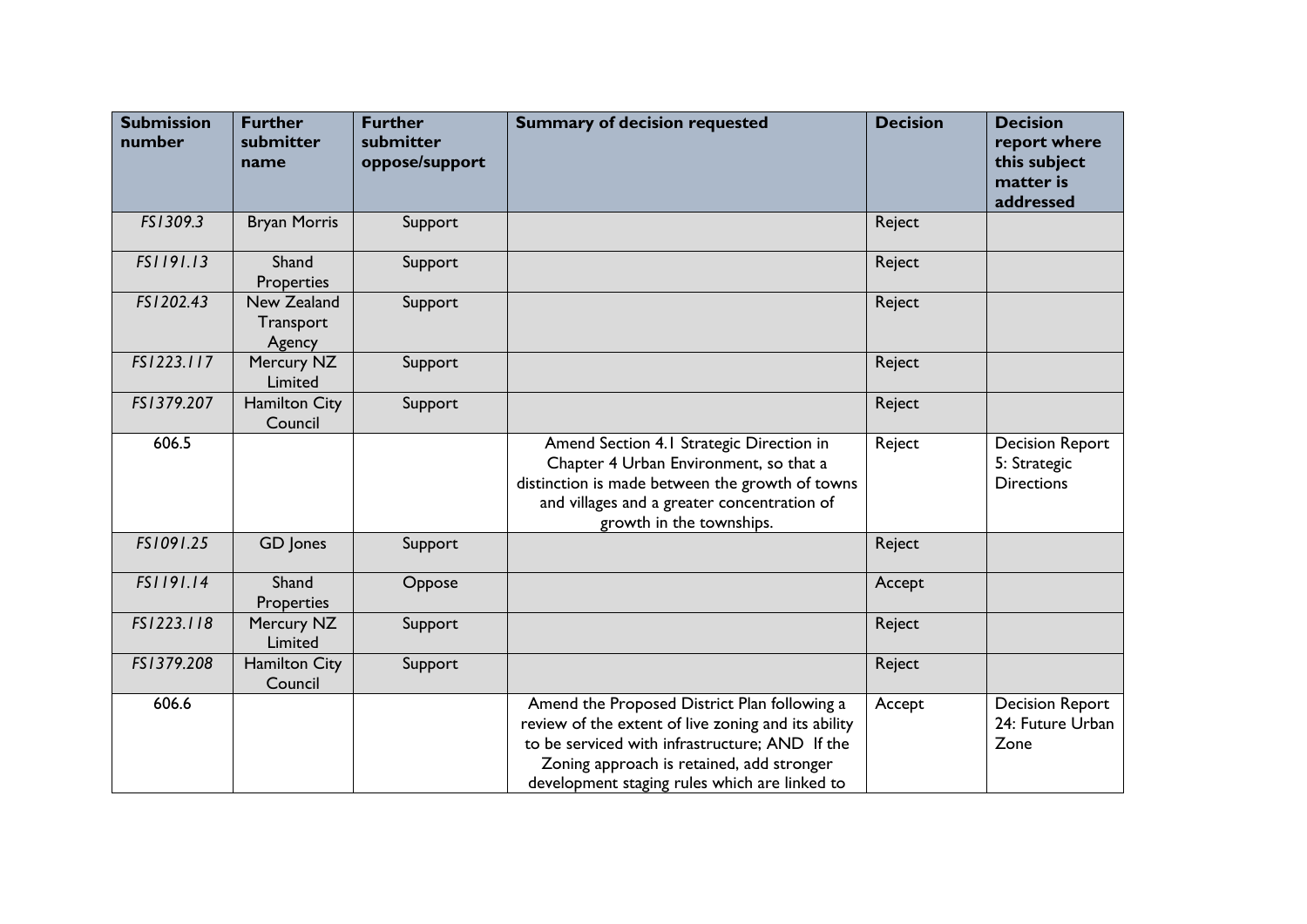| Submission number | Further submitter name | Further submitter oppose/support | Summary of decision requested | Decision | Decision report where this subject matter is addressed |
|---|---|---|---|---|---|
| *FS1309.3* | Bryan Morris | Support | | Reject | |
| *FS1191.13* | Shand Properties | Support | | Reject | |
| *FS1202.43* | New Zealand Transport Agency | Support | | Reject | |
| *FS1223.117* | Mercury NZ Limited | Support | | Reject | |
| *FS1379.207* | Hamilton City Council | Support | | Reject | |
| 606.5 | | | Amend Section 4.1 Strategic Direction in Chapter 4 Urban Environment, so that a distinction is made between the growth of towns and villages and a greater concentration of growth in the townships. | Reject | Decision Report 5: Strategic Directions |
| *FS1091.25* | GD Jones | Support | | Reject | |
| *FS1191.14* | Shand Properties | Oppose | | Accept | |
| *FS1223.118* | Mercury NZ Limited | Support | | Reject | |
| *FS1379.208* | Hamilton City Council | Support | | Reject | |
| 606.6 | | | Amend the Proposed District Plan following a review of the extent of live zoning and its ability to be serviced with infrastructure; AND If the Zoning approach is retained, add stronger development staging rules which are linked to | Accept | Decision Report 24: Future Urban Zone |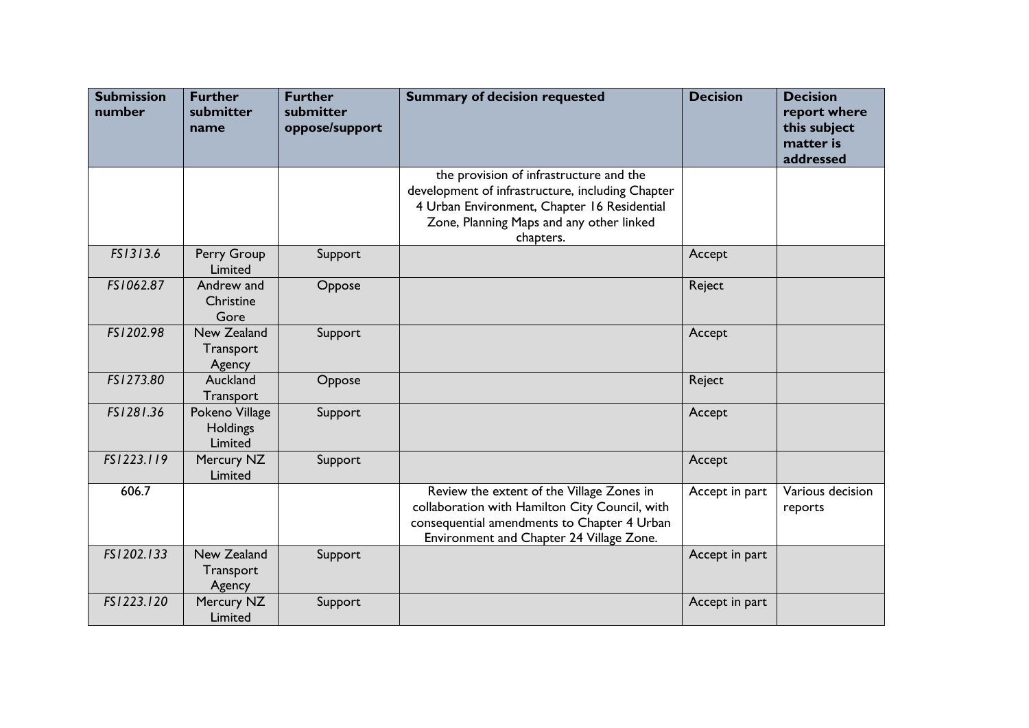| Submission number | Further submitter name | Further submitter oppose/support | Summary of decision requested | Decision | Decision report where this subject matter is addressed |
|---|---|---|---|---|---|
| | | | the provision of infrastructure and the development of infrastructure, including Chapter 4 Urban Environment, Chapter 16 Residential Zone, Planning Maps and any other linked chapters. | | |
| *FS1313.6* | Perry Group Limited | Support | | Accept | |
| *FS1062.87* | Andrew and Christine Gore | Oppose | | Reject | |
| *FS1202.98* | New Zealand Transport Agency | Support | | Accept | |
| *FS1273.80* | Auckland Transport | Oppose | | Reject | |
| *FS1281.36* | Pokeno Village Holdings Limited | Support | | Accept | |
| *FS1223.119* | Mercury NZ Limited | Support | | Accept | |
| 606.7 | | | Review the extent of the Village Zones in collaboration with Hamilton City Council, with consequential amendments to Chapter 4 Urban Environment and Chapter 24 Village Zone. | Accept in part | Various decision reports |
| *FS1202.133* | New Zealand Transport Agency | Support | | Accept in part | |
| *FS1223.120* | Mercury NZ Limited | Support | | Accept in part | |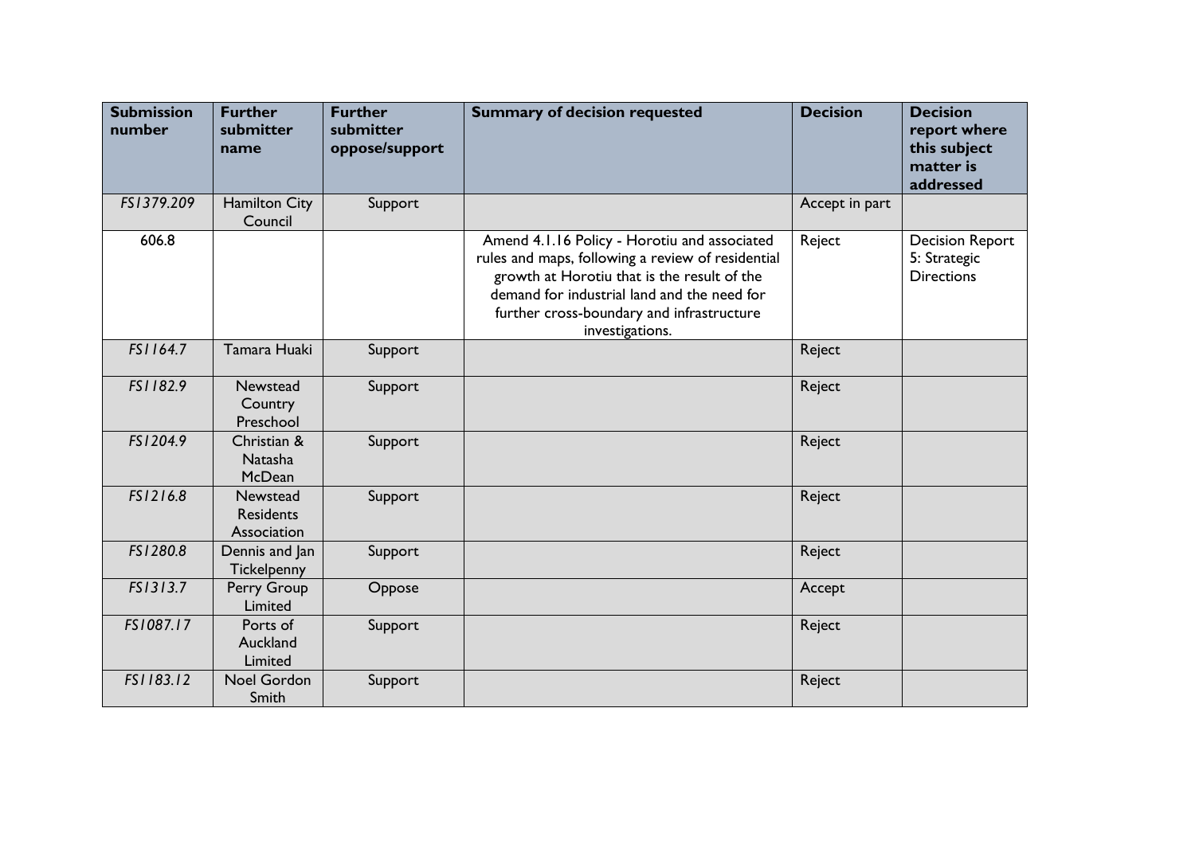| Submission number | Further submitter name | Further submitter oppose/support | Summary of decision requested | Decision | Decision report where this subject matter is addressed |
|---|---|---|---|---|---|
| FS1379.209 | Hamilton City Council | Support | | Accept in part | |
| 606.8 | | | Amend 4.1.16 Policy - Horotiu and associated rules and maps, following a review of residential growth at Horotiu that is the result of the demand for industrial land and the need for further cross-boundary and infrastructure investigations. | Reject | Decision Report 5: Strategic Directions |
| FS1164.7 | Tamara Huaki | Support | | Reject | |
| FS1182.9 | Newstead Country Preschool | Support | | Reject | |
| FS1204.9 | Christian & Natasha McDean | Support | | Reject | |
| FS1216.8 | Newstead Residents Association | Support | | Reject | |
| FS1280.8 | Dennis and Jan Tickelpenny | Support | | Reject | |
| FS1313.7 | Perry Group Limited | Oppose | | Accept | |
| FS1087.17 | Ports of Auckland Limited | Support | | Reject | |
| FS1183.12 | Noel Gordon Smith | Support | | Reject | |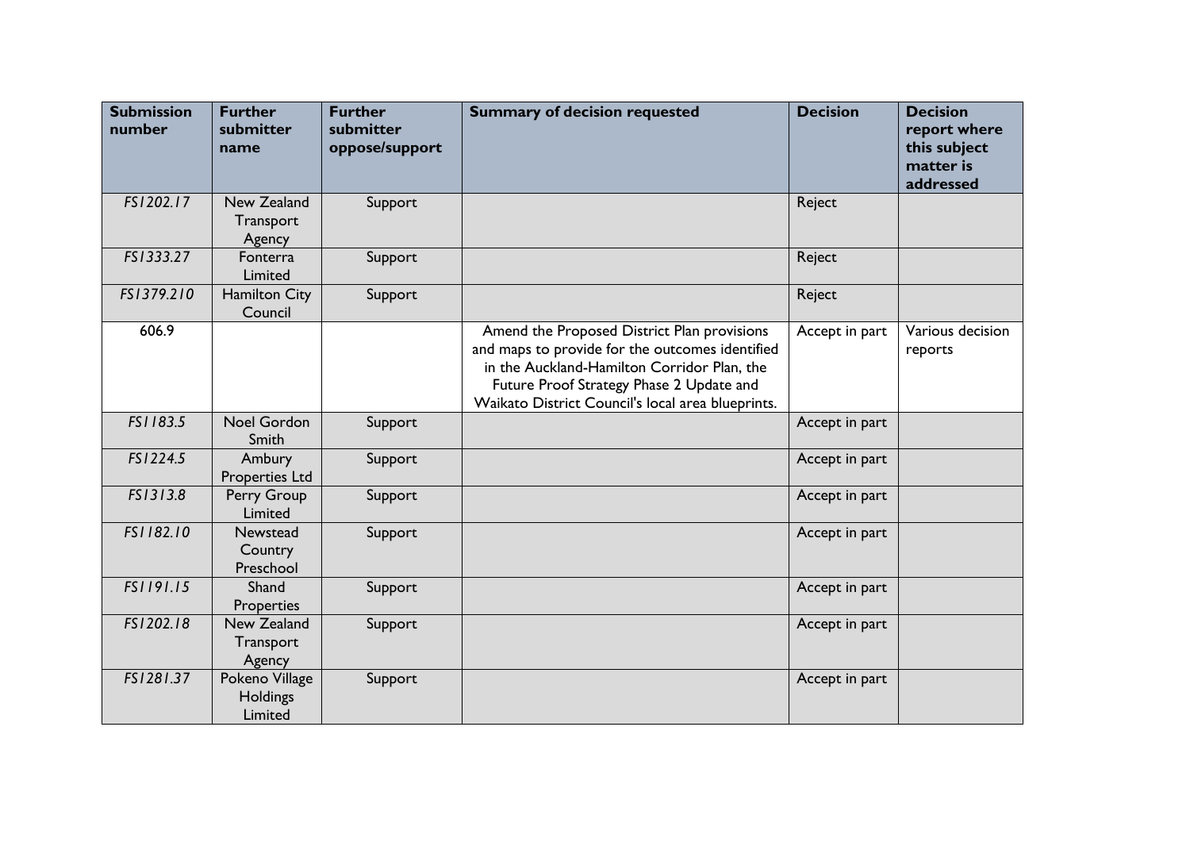| Submission number | Further submitter name | Further submitter oppose/support | Summary of decision requested | Decision | Decision report where this subject matter is addressed |
|---|---|---|---|---|---|
| *FS1202.17* | New Zealand Transport Agency | Support | | Reject | |
| *FS1333.27* | Fonterra Limited | Support | | Reject | |
| *FS1379.210* | Hamilton City Council | Support | | Reject | |
| 606.9 | | | Amend the Proposed District Plan provisions and maps to provide for the outcomes identified in the Auckland-Hamilton Corridor Plan, the Future Proof Strategy Phase 2 Update and Waikato District Council's local area blueprints. | Accept in part | Various decision reports |
| *FS1183.5* | Noel Gordon Smith | Support | | Accept in part | |
| *FS1224.5* | Ambury Properties Ltd | Support | | Accept in part | |
| *FS1313.8* | Perry Group Limited | Support | | Accept in part | |
| *FS1182.10* | Newstead Country Preschool | Support | | Accept in part | |
| *FS1191.15* | Shand Properties | Support | | Accept in part | |
| *FS1202.18* | New Zealand Transport Agency | Support | | Accept in part | |
| *FS1281.37* | Pokeno Village Holdings Limited | Support | | Accept in part | |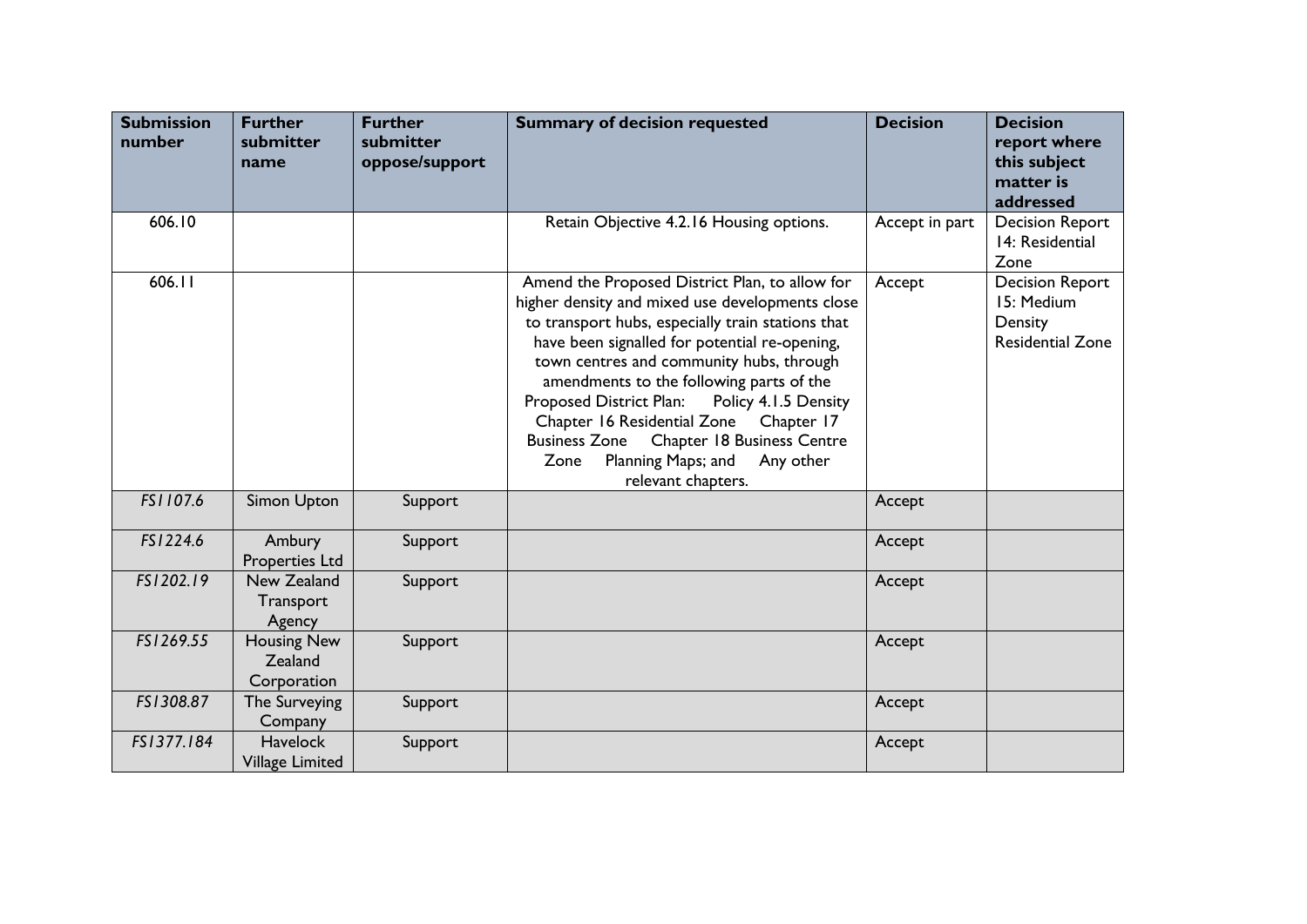| Submission number | Further submitter name | Further submitter oppose/support | Summary of decision requested | Decision | Decision report where this subject matter is addressed |
|---|---|---|---|---|---|
| 606.10 | | | Retain Objective 4.2.16 Housing options. | Accept in part | Decision Report 14: Residential Zone |
| 606.11 | | | Amend the Proposed District Plan, to allow for higher density and mixed use developments close to transport hubs, especially train stations that have been signalled for potential re-opening, town centres and community hubs, through amendments to the following parts of the Proposed District Plan: Policy 4.1.5 Density Chapter 16 Residential Zone Chapter 17 Business Zone Chapter 18 Business Centre Zone Planning Maps; and Any other relevant chapters. | Accept | Decision Report 15: Medium Density Residential Zone |
| *FS1107.6* | Simon Upton | Support | | Accept | |
| *FS1224.6* | Ambury Properties Ltd | Support | | Accept | |
| *FS1202.19* | New Zealand Transport Agency | Support | | Accept | |
| *FS1269.55* | Housing New Zealand Corporation | Support | | Accept | |
| *FS1308.87* | The Surveying Company | Support | | Accept | |
| *FS1377.184* | Havelock Village Limited | Support | | Accept | |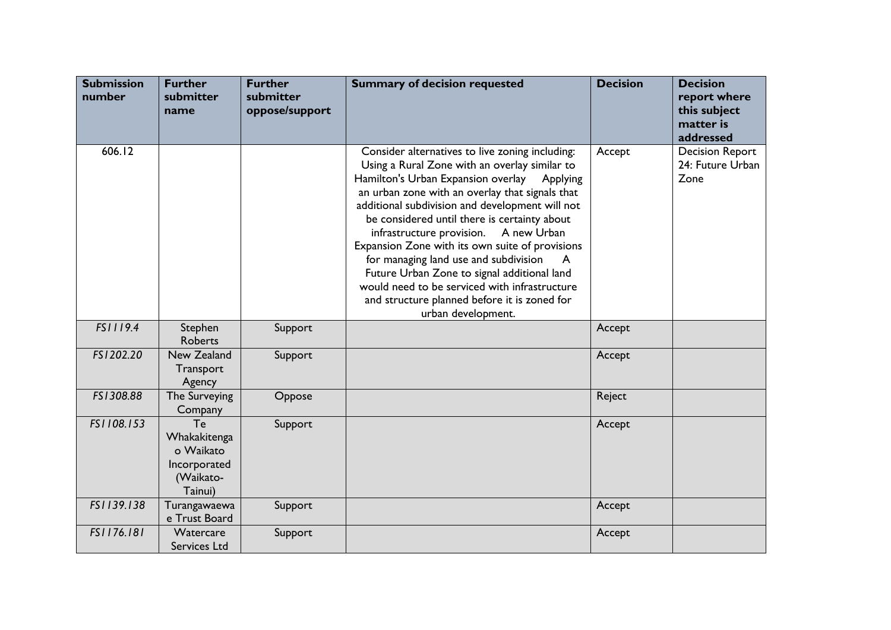| Submission number | Further submitter name | Further submitter oppose/support | Summary of decision requested | Decision | Decision report where this subject matter is addressed |
|---|---|---|---|---|---|
| 606.12 | | | Consider alternatives to live zoning including: Using a Rural Zone with an overlay similar to Hamilton's Urban Expansion overlay Applying an urban zone with an overlay that signals that additional subdivision and development will not be considered until there is certainty about infrastructure provision. A new Urban Expansion Zone with its own suite of provisions for managing land use and subdivision A Future Urban Zone to signal additional land would need to be serviced with infrastructure and structure planned before it is zoned for urban development. | Accept | Decision Report 24: Future Urban Zone |
| *FS1119.4* | Stephen Roberts | Support | | Accept | |
| *FS1202.20* | New Zealand Transport Agency | Support | | Accept | |
| *FS1308.88* | The Surveying Company | Oppose | | Reject | |
| *FS1108.153* | Te Whakakitenga o Waikato Incorporated (Waikato-Tainui) | Support | | Accept | |
| *FS1139.138* | Turangawaewae Trust Board | Support | | Accept | |
| *FS1176.181* | Watercare Services Ltd | Support | | Accept | |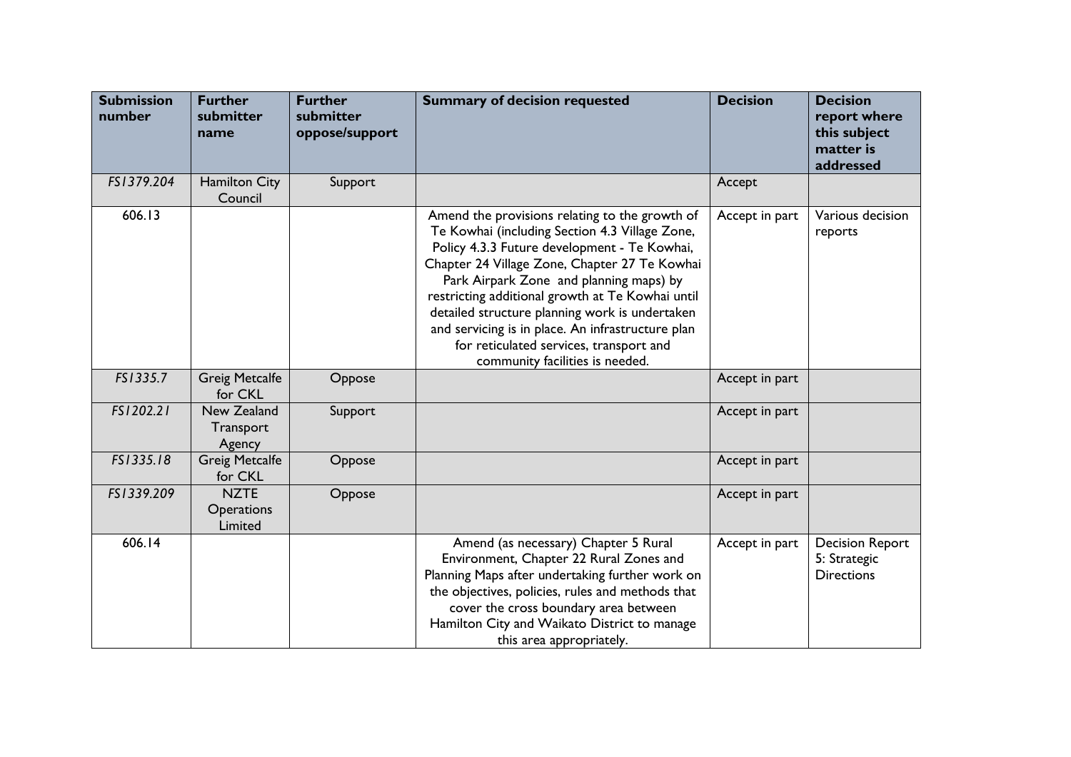| Submission number | Further submitter name | Further submitter oppose/support | Summary of decision requested | Decision | Decision report where this subject matter is addressed |
|---|---|---|---|---|---|
| FS1379.204 | Hamilton City Council | Support | | Accept | |
| 606.13 | | | Amend the provisions relating to the growth of Te Kowhai (including Section 4.3 Village Zone, Policy 4.3.3 Future development - Te Kowhai, Chapter 24 Village Zone, Chapter 27 Te Kowhai Park Airpark Zone and planning maps) by restricting additional growth at Te Kowhai until detailed structure planning work is undertaken and servicing is in place. An infrastructure plan for reticulated services, transport and community facilities is needed. | Accept in part | Various decision reports |
| FS1335.7 | Greig Metcalfe for CKL | Oppose | | Accept in part | |
| FS1202.21 | New Zealand Transport Agency | Support | | Accept in part | |
| FS1335.18 | Greig Metcalfe for CKL | Oppose | | Accept in part | |
| FS1339.209 | NZTE Operations Limited | Oppose | | Accept in part | |
| 606.14 | | | Amend (as necessary) Chapter 5 Rural Environment, Chapter 22 Rural Zones and Planning Maps after undertaking further work on the objectives, policies, rules and methods that cover the cross boundary area between Hamilton City and Waikato District to manage this area appropriately. | Accept in part | Decision Report 5: Strategic Directions |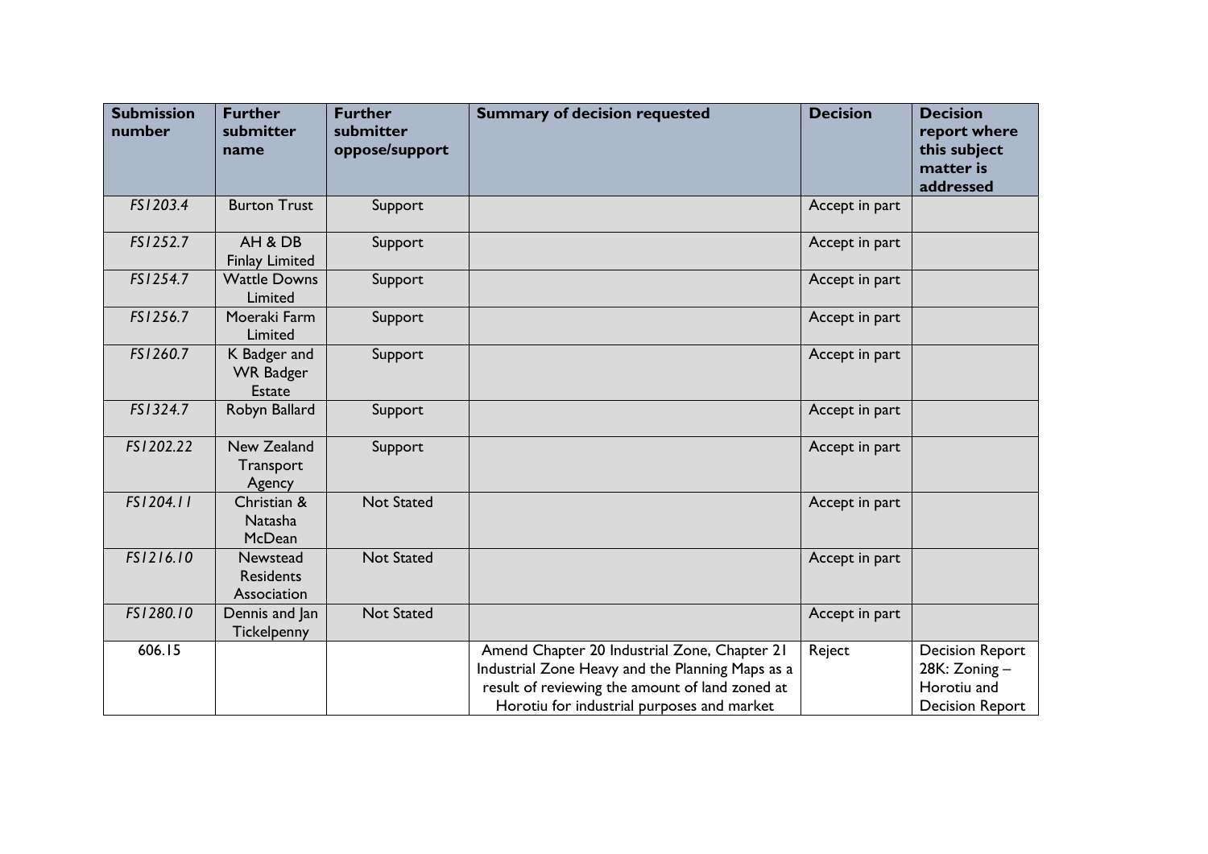| Submission number | Further submitter name | Further submitter oppose/support | Summary of decision requested | Decision | Decision report where this subject matter is addressed |
|---|---|---|---|---|---|
| *FS1203.4* | Burton Trust | Support | | Accept in part | |
| *FS1252.7* | AH & DB Finlay Limited | Support | | Accept in part | |
| *FS1254.7* | Wattle Downs Limited | Support | | Accept in part | |
| *FS1256.7* | Moeraki Farm Limited | Support | | Accept in part | |
| *FS1260.7* | K Badger and WR Badger Estate | Support | | Accept in part | |
| *FS1324.7* | Robyn Ballard | Support | | Accept in part | |
| *FS1202.22* | New Zealand Transport Agency | Support | | Accept in part | |
| *FS1204.11* | Christian & Natasha McDean | Not Stated | | Accept in part | |
| *FS1216.10* | Newstead Residents Association | Not Stated | | Accept in part | |
| *FS1280.10* | Dennis and Jan Tickelpenny | Not Stated | | Accept in part | |
| 606.15 | | | Amend Chapter 20 Industrial Zone, Chapter 21 Industrial Zone Heavy and the Planning Maps as a result of reviewing the amount of land zoned at Horotiu for industrial purposes and market | Reject | Decision Report 28K: Zoning – Horotiu and Decision Report |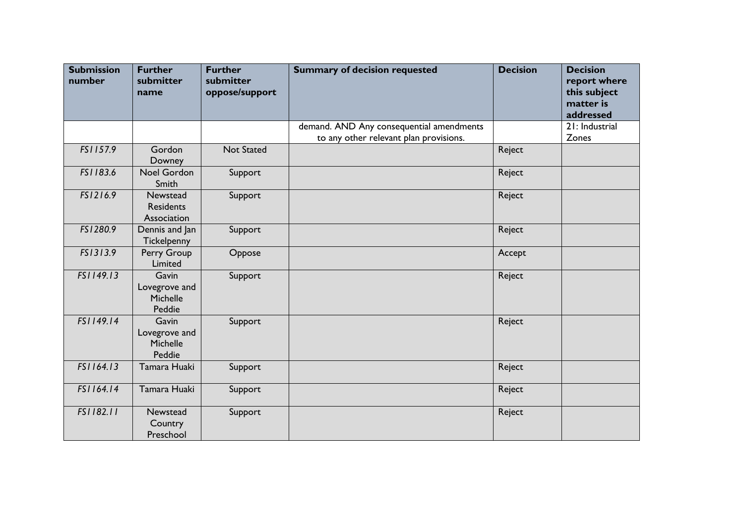| Submission number | Further submitter name | Further submitter oppose/support | Summary of decision requested | Decision | Decision report where this subject matter is addressed |
|---|---|---|---|---|---|
| | | | demand. AND Any consequential amendments to any other relevant plan provisions. | | 21: Industrial Zones |
| *FS1157.9* | Gordon Downey | Not Stated | | Reject | |
| *FS1183.6* | Noel Gordon Smith | Support | | Reject | |
| *FS1216.9* | Newstead Residents Association | Support | | Reject | |
| *FS1280.9* | Dennis and Jan Tickelpenny | Support | | Reject | |
| *FS1313.9* | Perry Group Limited | Oppose | | Accept | |
| *FS1149.13* | Gavin Lovegrove and Michelle Peddie | Support | | Reject | |
| *FS1149.14* | Gavin Lovegrove and Michelle Peddie | Support | | Reject | |
| *FS1164.13* | Tamara Huaki | Support | | Reject | |
| *FS1164.14* | Tamara Huaki | Support | | Reject | |
| *FS1182.11* | Newstead Country Preschool | Support | | Reject | |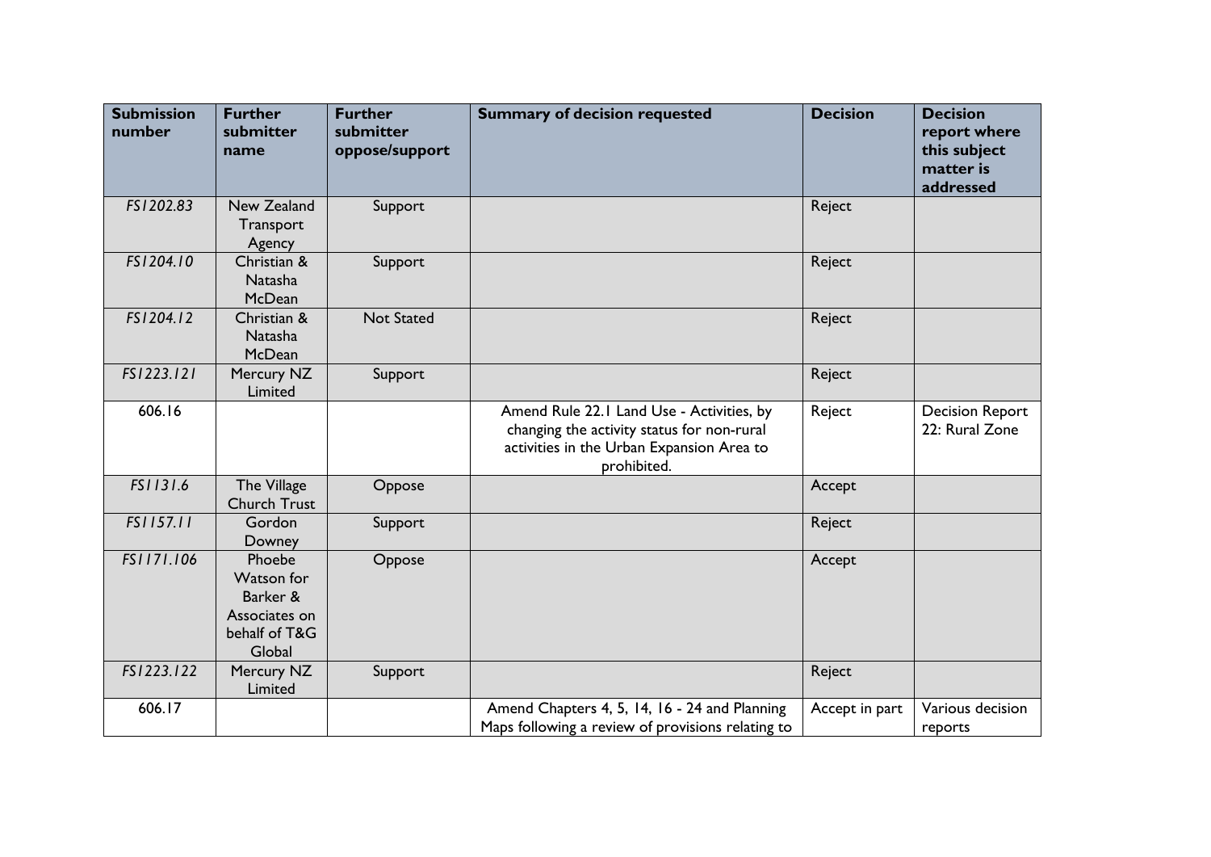| Submission number | Further submitter name | Further submitter oppose/support | Summary of decision requested | Decision | Decision report where this subject matter is addressed |
|---|---|---|---|---|---|
| *FS1202.83* | New Zealand Transport Agency | Support | | Reject | |
| *FS1204.10* | Christian & Natasha McDean | Support | | Reject | |
| *FS1204.12* | Christian & Natasha McDean | Not Stated | | Reject | |
| *FS1223.121* | Mercury NZ Limited | Support | | Reject | |
| 606.16 | | | Amend Rule 22.1 Land Use - Activities, by changing the activity status for non-rural activities in the Urban Expansion Area to prohibited. | Reject | Decision Report 22: Rural Zone |
| *FS1131.6* | The Village Church Trust | Oppose | | Accept | |
| *FS1157.11* | Gordon Downey | Support | | Reject | |
| *FS1171.106* | Phoebe Watson for Barker & Associates on behalf of T&G Global | Oppose | | Accept | |
| *FS1223.122* | Mercury NZ Limited | Support | | Reject | |
| 606.17 | | | Amend Chapters 4, 5, 14, 16 - 24 and Planning Maps following a review of provisions relating to | Accept in part | Various decision reports |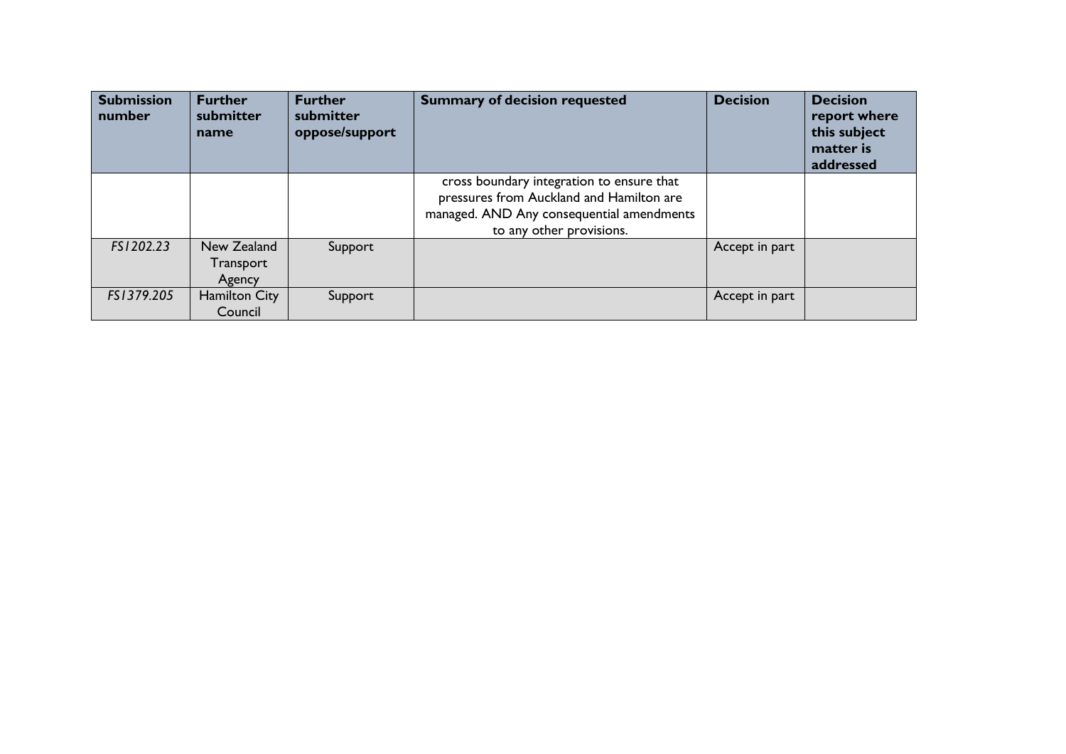| Submission number | Further submitter name | Further submitter oppose/support | Summary of decision requested | Decision | Decision report where this subject matter is addressed |
|---|---|---|---|---|---|
| | | | cross boundary integration to ensure that pressures from Auckland and Hamilton are managed. AND Any consequential amendments to any other provisions. | | |
| *FS1202.23* | New Zealand Transport Agency | Support | | Accept in part | |
| *FS1379.205* | Hamilton City Council | Support | | Accept in part | |